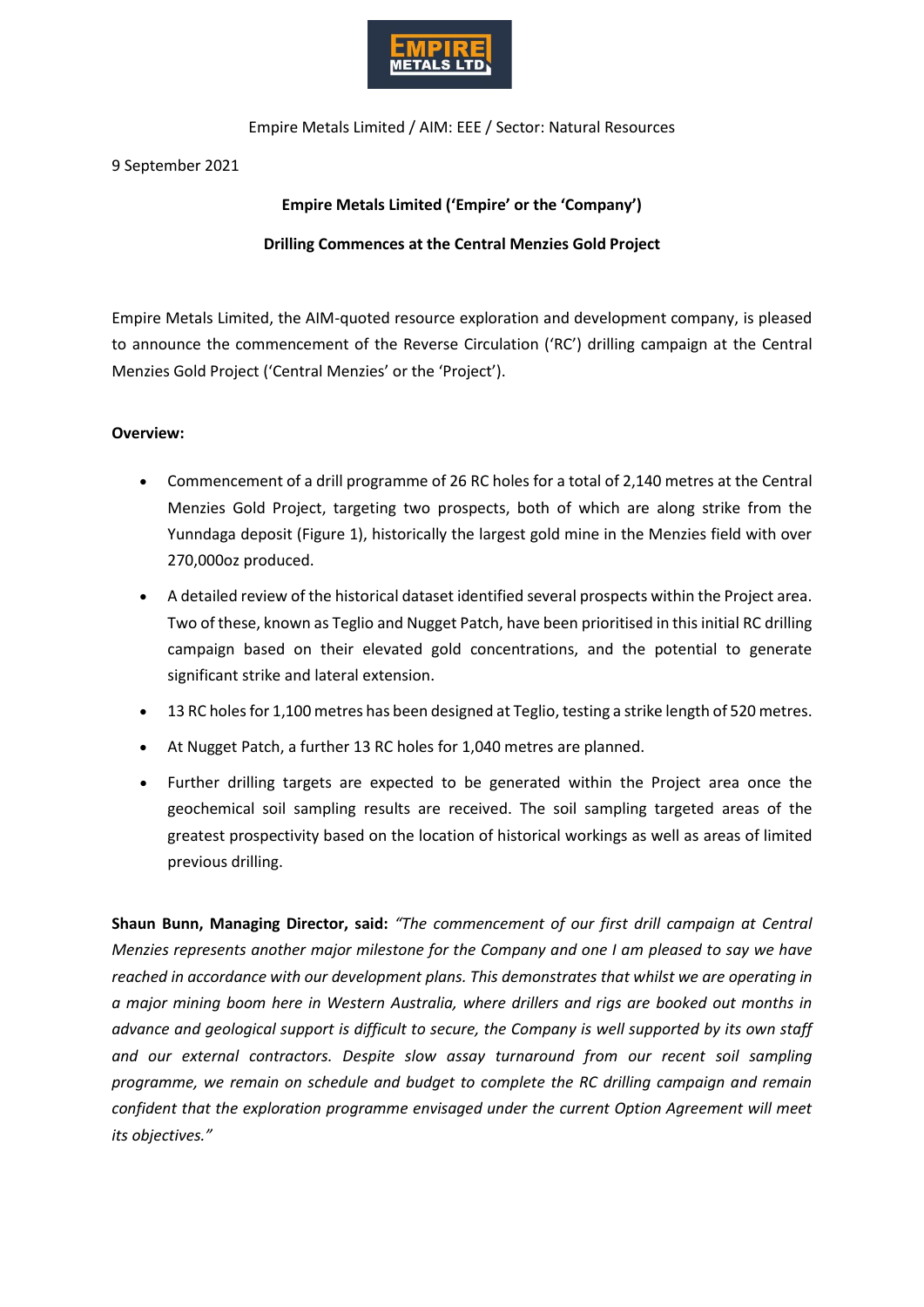Empire Metals Limited / AIM: EEE / Sector: Natural Resources

9 September 2021

**Empire Metals Limited ('Empire' or the 'Company')**

**Drilling Commences at the Central Menzies Gold Project**

Empire Metals Limited, the AIM-quoted resource exploration and development company, is pleased to announce the commencement of the Reverse Circulation ('RC') drilling campaign at the Central Menzies Gold Project ('Central Menzies' or the 'Project').

**Overview:**

- Commencement of a drill programme of 26 RC holes for a total of 2,140 metres at the Central Menzies Gold Project, targeting two prospects, both of which are along strike from the Yunndaga deposit (Figure 1), historically the largest gold mine in the Menzies field with over 270,000oz produced.
- A detailed review of the historical dataset identified several prospects within the Project area. Two of these, known as Teglio and Nugget Patch, have been prioritised in this initial RC drilling campaign based on their elevated gold concentrations, and the potential to generate significant strike and lateral extension.
- 13 RC holes for 1,100 metres has been designed at Teglio, testing a strike length of 520 metres.
- At Nugget Patch, a further 13 RC holes for 1,040 metres are planned.
- Further drilling targets are expected to be generated within the Project area once the geochemical soil sampling results are received. The soil sampling targeted areas of the greatest prospectivity based on the location of historical workings as well as areas of limited previous drilling.

**Shaun Bunn, Managing Director, said:** *"The commencement of our first drill campaign at Central Menzies represents another major milestone for the Company and one I am pleased to say we have reached in accordance with our development plans. This demonstrates that whilst we are operating in a major mining boom here in Western Australia, where drillers and rigs are booked out months in advance and geological support is difficult to secure, the Company is well supported by its own staff and our external contractors. Despite slow assay turnaround from our recent soil sampling programme, we remain on schedule and budget to complete the RC drilling campaign and remain confident that the exploration programme envisaged under the current Option Agreement will meet its objectives."*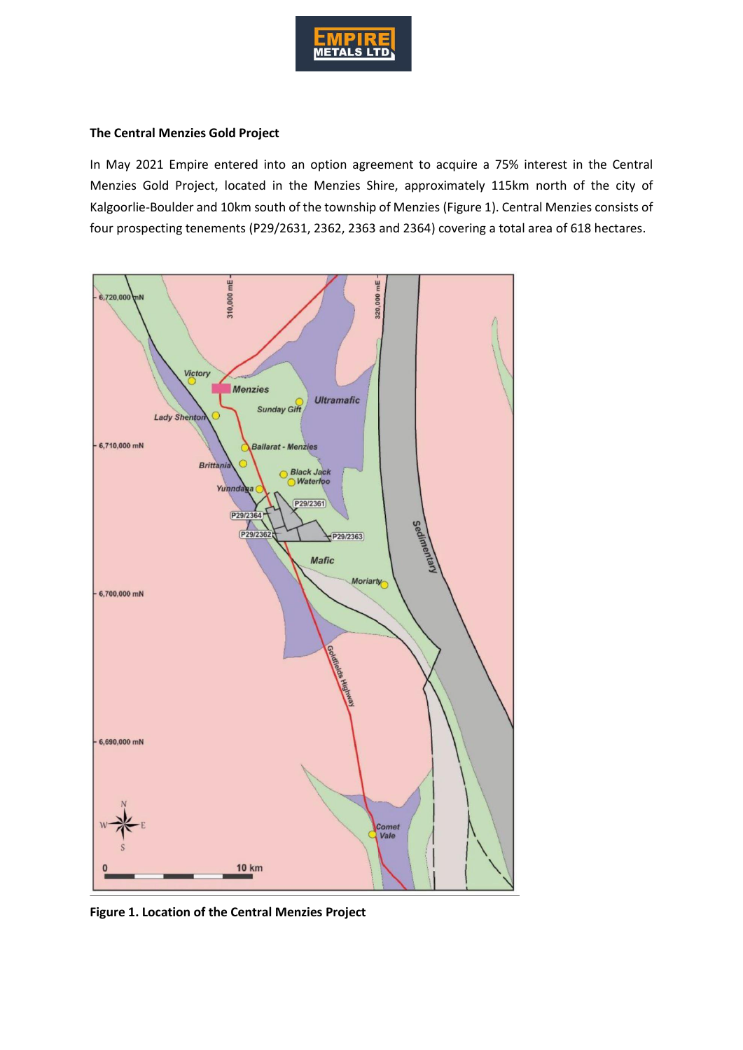### The Central Menzies Gold Project

In May 2021 Empire entered into an option agreement to acquire a 75% interest in the Central Menzies Gold Project, located in the Menzies Shire, approximately 115km north of the city of Kalgoorlie-Boulder and 10km south of the township of Menzies (Figure 1). Central Menzies consists of four prospecting tenements (P29/2631, 2362, 2363 and 2364) covering a total area of 618 hectares.

**Figure 1. Location of the Central Menzies Project**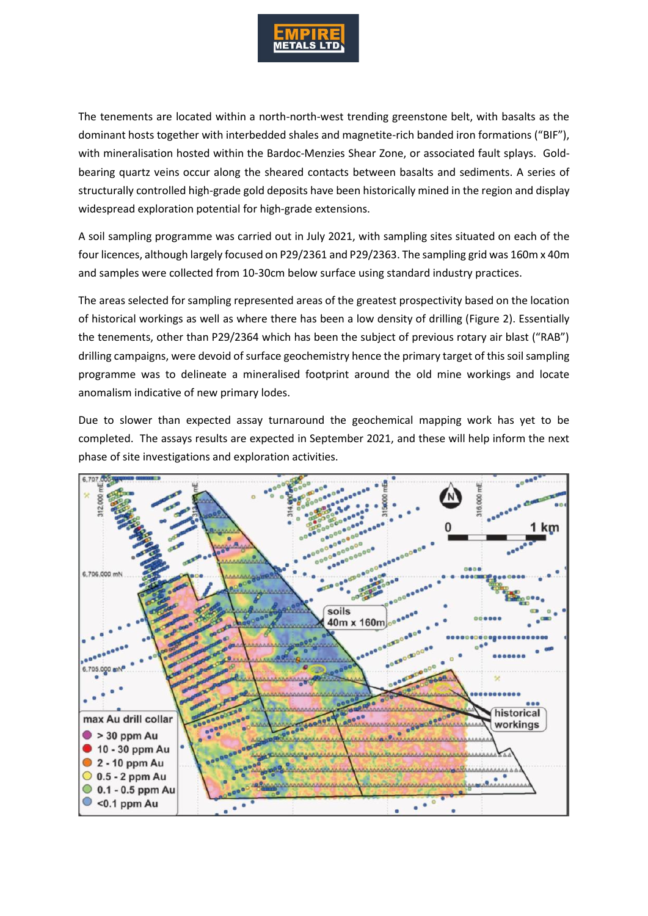The tenements are located within a north-north-west trending greenstone belt, with basalts as the dominant hosts together with interbedded shales and magnetite-rich banded iron formations ("BIF"), with mineralisation hosted within the Bardoc-Menzies Shear Zone, or associated fault splays. Gold-bearing quartz veins occur along the sheared contacts between basalts and sediments. A series of structurally controlled high-grade gold deposits have been historically mined in the region and display widespread exploration potential for high-grade extensions.

A soil sampling programme was carried out in July 2021, with sampling sites situated on each of the four licences, although largely focused on P29/2361 and P29/2363. The sampling grid was 160m x 40m and samples were collected from 10-30cm below surface using standard industry practices.

The areas selected for sampling represented areas of the greatest prospectivity based on the location of historical workings as well as where there has been a low density of drilling (Figure 2). Essentially the tenements, other than P29/2364 which has been the subject of previous rotary air blast ("RAB") drilling campaigns, were devoid of surface geochemistry hence the primary target of this soil sampling programme was to delineate a mineralised footprint around the old mine workings and locate anomalism indicative of new primary lodes.

Due to slower than expected assay turnaround the geochemical mapping work has yet to be completed. The assays results are expected in September 2021, and these will help inform the next phase of site investigations and exploration activities.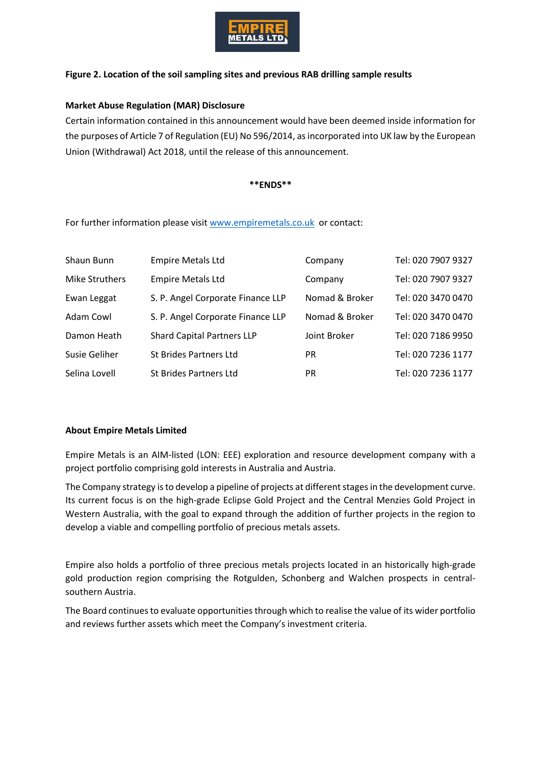**Figure 2. Location of the soil sampling sites and previous RAB drilling sample results**

**Market Abuse Regulation (MAR) Disclosure**

Certain information contained in this announcement would have been deemed inside information for the purposes of Article 7 of Regulation (EU) No 596/2014, as incorporated into UK law by the European Union (Withdrawal) Act 2018, until the release of this announcement.

**ENDS**

For further information please visit www.empiremetals.co.uk or contact:

| | | | |
|---|---|---|---|
| Shaun Bunn | Empire Metals Ltd | Company | Tel: 020 7907 9327 |
| Mike Struthers | Empire Metals Ltd | Company | Tel: 020 7907 9327 |
| Ewan Leggat | S. P. Angel Corporate Finance LLP | Nomad & Broker | Tel: 020 3470 0470 |
| Adam Cowl | S. P. Angel Corporate Finance LLP | Nomad & Broker | Tel: 020 3470 0470 |
| Damon Heath | Shard Capital Partners LLP | Joint Broker | Tel: 020 7186 9950 |
| Susie Geliher | St Brides Partners Ltd | PR | Tel: 020 7236 1177 |
| Selina Lovell | St Brides Partners Ltd | PR | Tel: 020 7236 1177 |

**About Empire Metals Limited**

Empire Metals is an AIM-listed (LON: EEE) exploration and resource development company with a project portfolio comprising gold interests in Australia and Austria.

The Company strategy is to develop a pipeline of projects at different stages in the development curve. Its current focus is on the high-grade Eclipse Gold Project and the Central Menzies Gold Project in Western Australia, with the goal to expand through the addition of further projects in the region to develop a viable and compelling portfolio of precious metals assets.

Empire also holds a portfolio of three precious metals projects located in an historically high-grade gold production region comprising the Rotgulden, Schonberg and Walchen prospects in central-southern Austria.

The Board continues to evaluate opportunities through which to realise the value of its wider portfolio and reviews further assets which meet the Company's investment criteria.